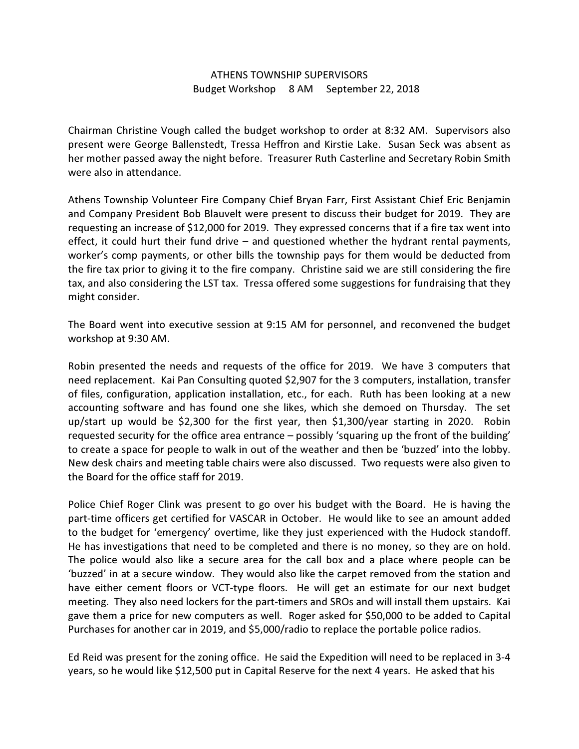ATHENS TOWNSHIP SUPERVISORS

Budget Workshop 8 AM September 22, 2018

Chairman Christine Vough called the budget workshop to order at 8:32 AM. Supervisors also present were George Ballenstedt, Tressa Heffron and Kirstie Lake. Susan Seck was absent as her mother passed away the night before. Treasurer Ruth Casterline and Secretary Robin Smith were also in attendance.

Athens Township Volunteer Fire Company Chief Bryan Farr, First Assistant Chief Eric Benjamin and Company President Bob Blauvelt were present to discuss their budget for 2019. They are requesting an increase of $12,000 for 2019. They expressed concerns that if a fire tax went into effect, it could hurt their fund drive – and questioned whether the hydrant rental payments, worker's comp payments, or other bills the township pays for them would be deducted from the fire tax prior to giving it to the fire company. Christine said we are still considering the fire tax, and also considering the LST tax. Tressa offered some suggestions for fundraising that they might consider.

The Board went into executive session at 9:15 AM for personnel, and reconvened the budget workshop at 9:30 AM.

Robin presented the needs and requests of the office for 2019. We have 3 computers that need replacement. Kai Pan Consulting quoted $2,907 for the 3 computers, installation, transfer of files, configuration, application installation, etc., for each. Ruth has been looking at a new accounting software and has found one she likes, which she demoed on Thursday. The set up/start up would be $2,300 for the first year, then $1,300/year starting in 2020. Robin requested security for the office area entrance – possibly 'squaring up the front of the building' to create a space for people to walk in out of the weather and then be 'buzzed' into the lobby. New desk chairs and meeting table chairs were also discussed. Two requests were also given to the Board for the office staff for 2019.

Police Chief Roger Clink was present to go over his budget with the Board. He is having the part-time officers get certified for VASCAR in October. He would like to see an amount added to the budget for 'emergency' overtime, like they just experienced with the Hudock standoff. He has investigations that need to be completed and there is no money, so they are on hold. The police would also like a secure area for the call box and a place where people can be 'buzzed' in at a secure window. They would also like the carpet removed from the station and have either cement floors or VCT-type floors. He will get an estimate for our next budget meeting. They also need lockers for the part-timers and SROs and will install them upstairs. Kai gave them a price for new computers as well. Roger asked for $50,000 to be added to Capital Purchases for another car in 2019, and $5,000/radio to replace the portable police radios.

Ed Reid was present for the zoning office. He said the Expedition will need to be replaced in 3-4 years, so he would like $12,500 put in Capital Reserve for the next 4 years. He asked that his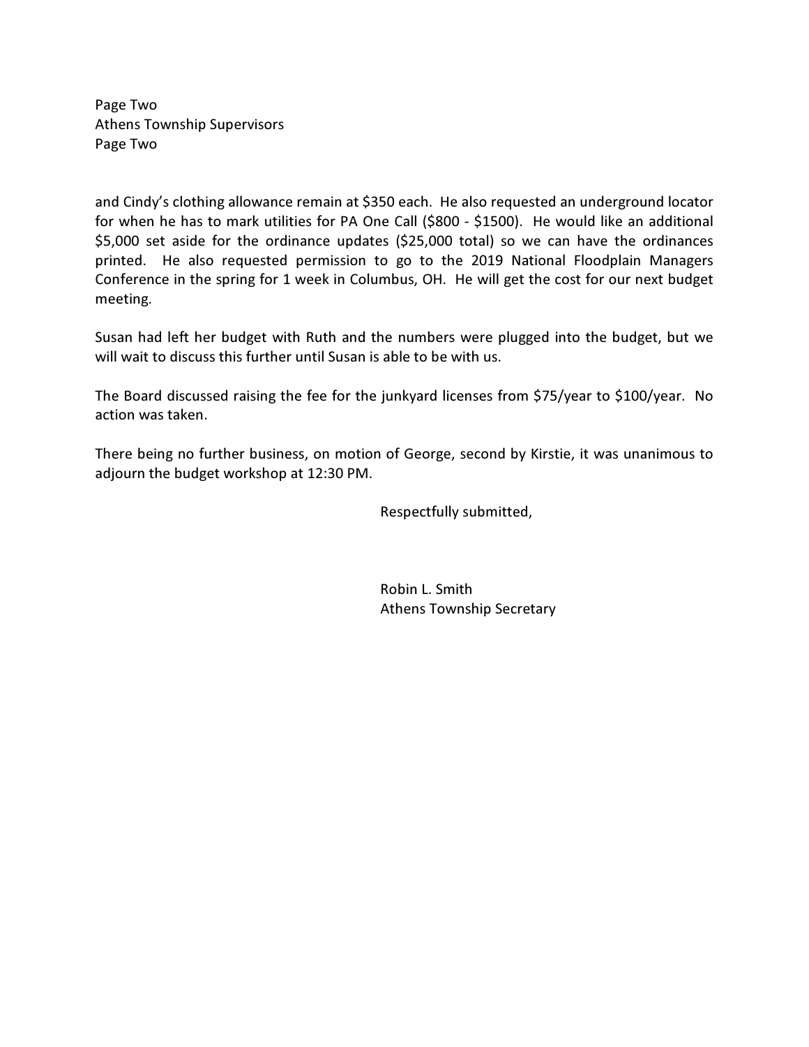and Cindy's clothing allowance remain at $350 each. He also requested an underground locator for when he has to mark utilities for PA One Call ($800 - $1500). He would like an additional $5,000 set aside for the ordinance updates ($25,000 total) so we can have the ordinances printed. He also requested permission to go to the 2019 National Floodplain Managers Conference in the spring for 1 week in Columbus, OH. He will get the cost for our next budget meeting.

Susan had left her budget with Ruth and the numbers were plugged into the budget, but we will wait to discuss this further until Susan is able to be with us.

The Board discussed raising the fee for the junkyard licenses from $75/year to $100/year. No action was taken.

There being no further business, on motion of George, second by Kirstie, it was unanimous to adjourn the budget workshop at 12:30 PM.

Respectfully submitted,

Robin L. Smith
Athens Township Secretary